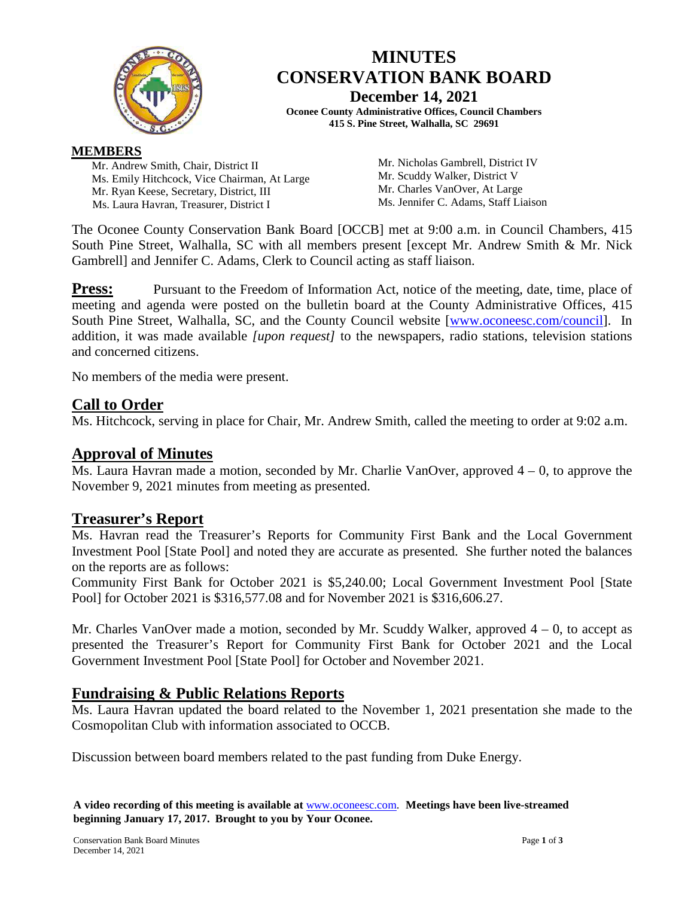# MINUTES
# CONSERVATION BANK BOARD

**December 14, 2021**

**Oconee County Administrative Offices, Council Chambers**
**415 S. Pine Street, Walhalla, SC 29691**

**MEMBERS**

Mr. Andrew Smith, Chair, District II
Ms. Emily Hitchcock, Vice Chairman, At Large
Mr. Ryan Keese, Secretary, District, III
Ms. Laura Havran, Treasurer, District I
Mr. Nicholas Gambrell, District IV
Mr. Scuddy Walker, District V
Mr. Charles VanOver, At Large
Ms. Jennifer C. Adams, Staff Liaison

The Oconee County Conservation Bank Board [OCCB] met at 9:00 a.m. in Council Chambers, 415 South Pine Street, Walhalla, SC with all members present [except Mr. Andrew Smith & Mr. Nick Gambrell] and Jennifer C. Adams, Clerk to Council acting as staff liaison.

**Press:** Pursuant to the Freedom of Information Act, notice of the meeting, date, time, place of meeting and agenda were posted on the bulletin board at the County Administrative Offices, 415 South Pine Street, Walhalla, SC, and the County Council website [www.oconeesc.com/council]. In addition, it was made available *[upon request]* to the newspapers, radio stations, television stations and concerned citizens.

No members of the media were present.

## Call to Order

Ms. Hitchcock, serving in place for Chair, Mr. Andrew Smith, called the meeting to order at 9:02 a.m.

## Approval of Minutes

Ms. Laura Havran made a motion, seconded by Mr. Charlie VanOver, approved 4 – 0, to approve the November 9, 2021 minutes from meeting as presented.

## Treasurer's Report

Ms. Havran read the Treasurer's Reports for Community First Bank and the Local Government Investment Pool [State Pool] and noted they are accurate as presented. She further noted the balances on the reports are as follows:
Community First Bank for October 2021 is $5,240.00; Local Government Investment Pool [State Pool] for October 2021 is $316,577.08 and for November 2021 is $316,606.27.

Mr. Charles VanOver made a motion, seconded by Mr. Scuddy Walker, approved 4 – 0, to accept as presented the Treasurer's Report for Community First Bank for October 2021 and the Local Government Investment Pool [State Pool] for October and November 2021.

## Fundraising & Public Relations Reports

Ms. Laura Havran updated the board related to the November 1, 2021 presentation she made to the Cosmopolitan Club with information associated to OCCB.

Discussion between board members related to the past funding from Duke Energy.

**A video recording of this meeting is available at** www.oconeesc.com. **Meetings have been live-streamed beginning January 17, 2017. Brought to you by Your Oconee.**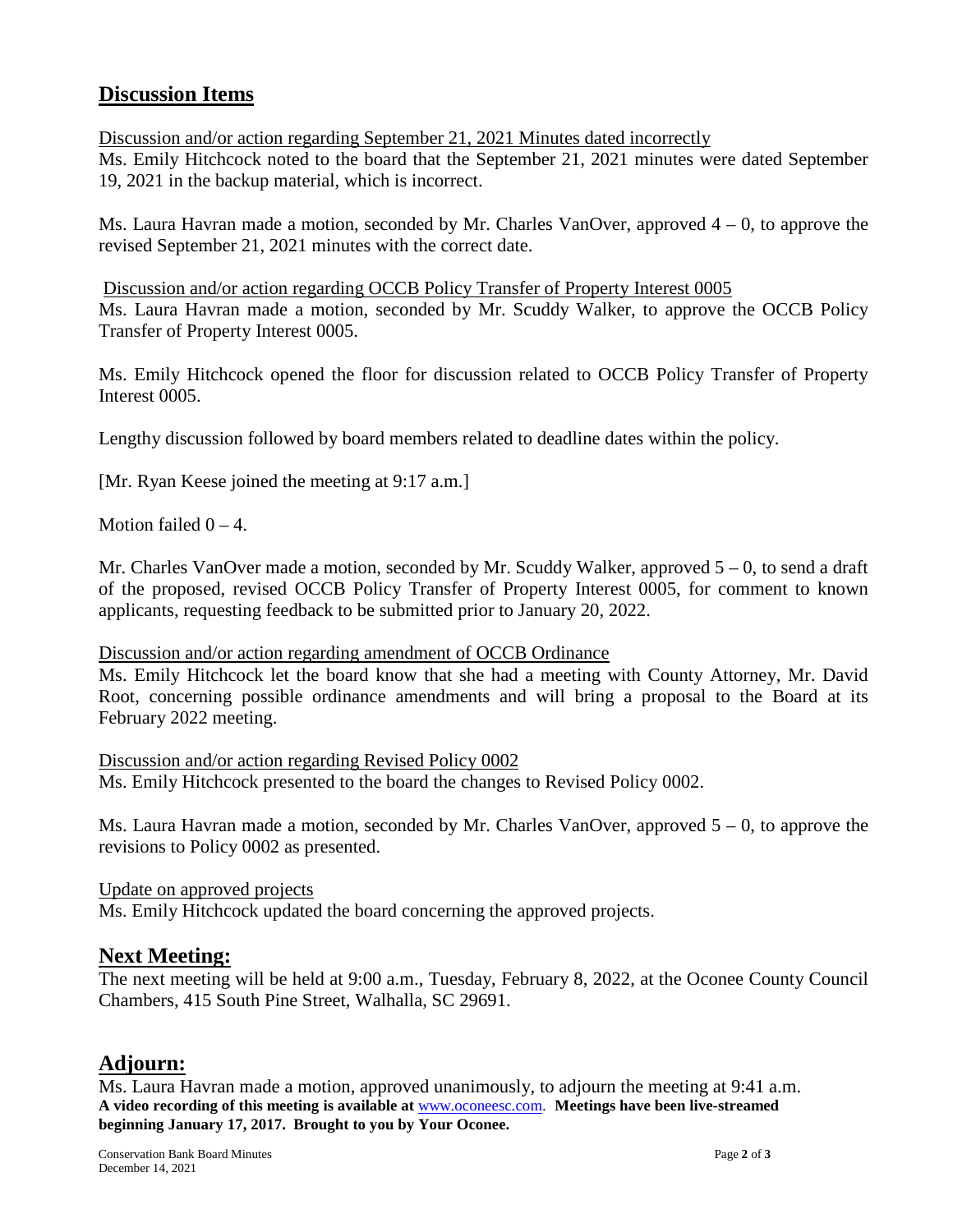## Discussion Items

Discussion and/or action regarding September 21, 2021 Minutes dated incorrectly

Ms. Emily Hitchcock noted to the board that the September 21, 2021 minutes were dated September 19, 2021 in the backup material, which is incorrect.

Ms. Laura Havran made a motion, seconded by Mr. Charles VanOver, approved 4 – 0, to approve the revised September 21, 2021 minutes with the correct date.

Discussion and/or action regarding OCCB Policy Transfer of Property Interest 0005

Ms. Laura Havran made a motion, seconded by Mr. Scuddy Walker, to approve the OCCB Policy Transfer of Property Interest 0005.

Ms. Emily Hitchcock opened the floor for discussion related to OCCB Policy Transfer of Property Interest 0005.

Lengthy discussion followed by board members related to deadline dates within the policy.

[Mr. Ryan Keese joined the meeting at 9:17 a.m.]

Motion failed 0 – 4.

Mr. Charles VanOver made a motion, seconded by Mr. Scuddy Walker, approved 5 – 0, to send a draft of the proposed, revised OCCB Policy Transfer of Property Interest 0005, for comment to known applicants, requesting feedback to be submitted prior to January 20, 2022.

Discussion and/or action regarding amendment of OCCB Ordinance

Ms. Emily Hitchcock let the board know that she had a meeting with County Attorney, Mr. David Root, concerning possible ordinance amendments and will bring a proposal to the Board at its February 2022 meeting.

Discussion and/or action regarding Revised Policy 0002

Ms. Emily Hitchcock presented to the board the changes to Revised Policy 0002.

Ms. Laura Havran made a motion, seconded by Mr. Charles VanOver, approved 5 – 0, to approve the revisions to Policy 0002 as presented.

Update on approved projects

Ms. Emily Hitchcock updated the board concerning the approved projects.

## Next Meeting:

The next meeting will be held at 9:00 a.m., Tuesday, February 8, 2022, at the Oconee County Council Chambers, 415 South Pine Street, Walhalla, SC 29691.

## Adjourn:

Ms. Laura Havran made a motion, approved unanimously, to adjourn the meeting at 9:41 a.m.

**A video recording of this meeting is available at** www.oconeesc.com. **Meetings have been live-streamed beginning January 17, 2017. Brought to you by Your Oconee.**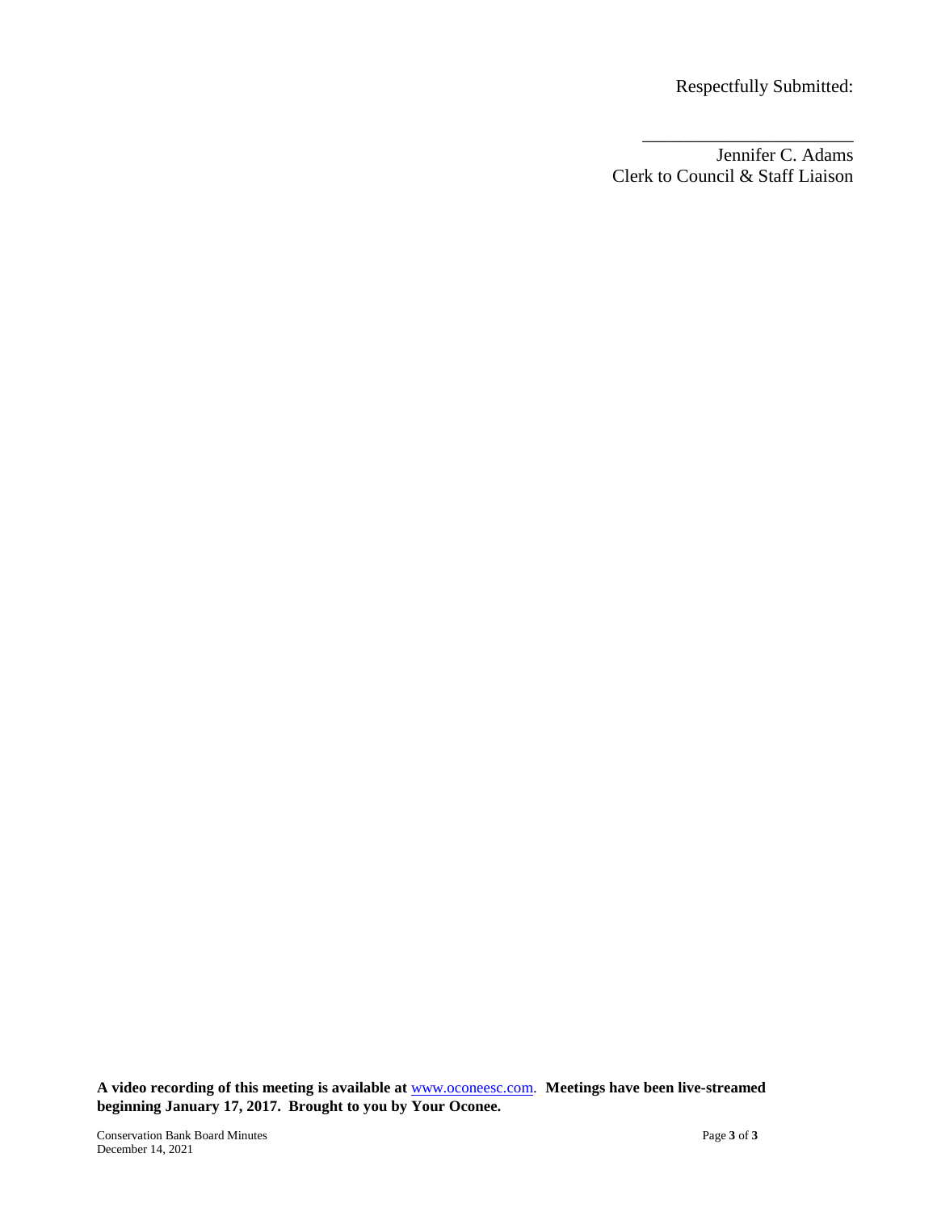Respectfully Submitted:

\_\_\_\_\_\_\_\_\_\_\_\_\_\_\_\_\_\_\_\_\_\_\_\_

Jennifer C. Adams
Clerk to Council & Staff Liaison

**A video recording of this meeting is available at** [www.oconeesc.com](http://www.oconeesc.com). **Meetings have been live-streamed beginning January 17, 2017. Brought to you by Your Oconee.**